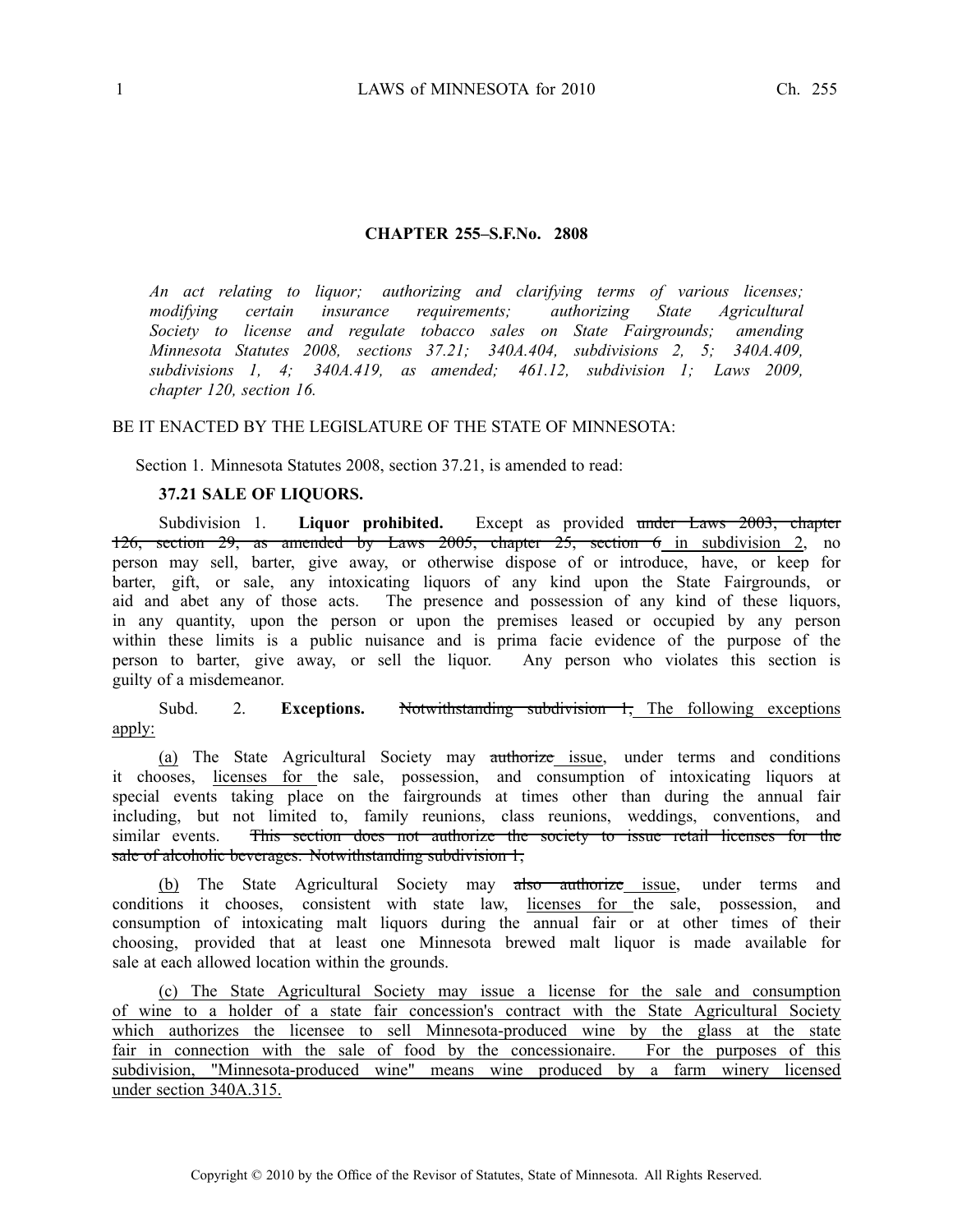## CHAPTER 255–S.F.No. 2808

*An act relating to liquor; authorizing and clarifying terms of various licenses; modifying certain insurance requirements; authorizing State Agricultural Society to license and regulate tobacco sales on State Fairgrounds; amending Minnesota Statutes 2008, sections 37.21; 340A.404, subdivisions 2, 5; 340A.409, subdivisions 1, 4; 340A.419, as amended; 461.12, subdivision 1; Laws 2009, chapter 120, section 16.*

BE IT ENACTED BY THE LEGISLATURE OF THE STATE OF MINNESOTA:

Section 1. Minnesota Statutes 2008, section 37.21, is amended to read:

**37.21 SALE OF LIQUORS.**

Subdivision 1. **Liquor prohibited.** Except as provided ~~under Laws 2003, chapter 126, section 29, as amended by Laws 2005, chapter 25, section 6~~<u> in subdivision 2</u>, no person may sell, barter, give away, or otherwise dispose of or introduce, have, or keep for barter, gift, or sale, any intoxicating liquors of any kind upon the State Fairgrounds, or aid and abet any of those acts. The presence and possession of any kind of these liquors, in any quantity, upon the person or upon the premises leased or occupied by any person within these limits is a public nuisance and is prima facie evidence of the purpose of the person to barter, give away, or sell the liquor. Any person who violates this section is guilty of a misdemeanor.

Subd. 2. **Exceptions.** ~~Notwithstanding subdivision 1,~~ <u>The following exceptions apply:</u>

<u>(a)</u> The State Agricultural Society may ~~authorize~~<u> issue</u>, under terms and conditions it chooses, <u>licenses for </u>the sale, possession, and consumption of intoxicating liquors at special events taking place on the fairgrounds at times other than during the annual fair including, but not limited to, family reunions, class reunions, weddings, conventions, and similar events. ~~This section does not authorize the society to issue retail licenses for the sale of alcoholic beverages. Notwithstanding subdivision 1,~~

<u>(b)</u> The State Agricultural Society may ~~also authorize~~<u> issue</u>, under terms and conditions it chooses, consistent with state law, <u>licenses for </u>the sale, possession, and consumption of intoxicating malt liquors during the annual fair or at other times of their choosing, provided that at least one Minnesota brewed malt liquor is made available for sale at each allowed location within the grounds.

<u>(c) The State Agricultural Society may issue a license for the sale and consumption of wine to a holder of a state fair concession's contract with the State Agricultural Society which authorizes the licensee to sell Minnesota-produced wine by the glass at the state fair in connection with the sale of food by the concessionaire. For the purposes of this subdivision, "Minnesota-produced wine" means wine produced by a farm winery licensed under section 340A.315.</u>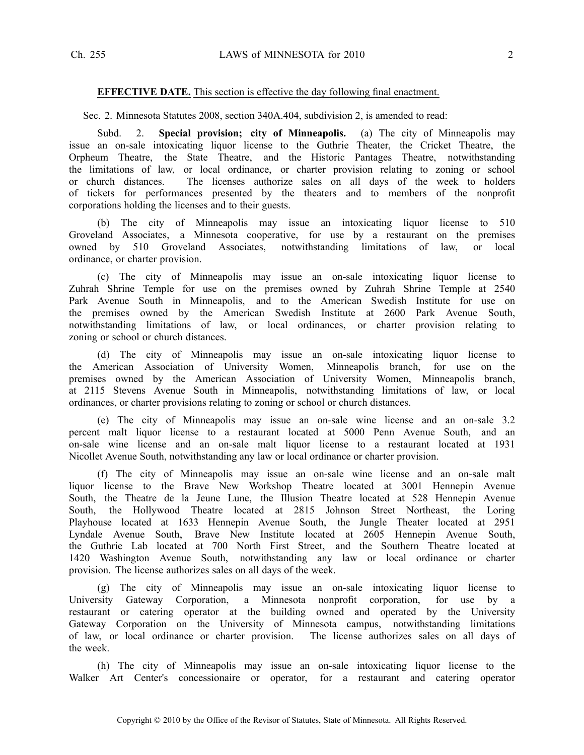**EFFECTIVE DATE.** This section is effective the day following final enactment.

Sec. 2. Minnesota Statutes 2008, section 340A.404, subdivision 2, is amended to read:

Subd. 2. **Special provision; city of Minneapolis.** (a) The city of Minneapolis may issue an on-sale intoxicating liquor license to the Guthrie Theater, the Cricket Theatre, the Orpheum Theatre, the State Theatre, and the Historic Pantages Theatre, notwithstanding the limitations of law, or local ordinance, or charter provision relating to zoning or school or church distances. The licenses authorize sales on all days of the week to holders of tickets for performances presented by the theaters and to members of the nonprofit corporations holding the licenses and to their guests.

(b) The city of Minneapolis may issue an intoxicating liquor license to 510 Groveland Associates, a Minnesota cooperative, for use by a restaurant on the premises owned by 510 Groveland Associates, notwithstanding limitations of law, or local ordinance, or charter provision.

(c) The city of Minneapolis may issue an on-sale intoxicating liquor license to Zuhrah Shrine Temple for use on the premises owned by Zuhrah Shrine Temple at 2540 Park Avenue South in Minneapolis, and to the American Swedish Institute for use on the premises owned by the American Swedish Institute at 2600 Park Avenue South, notwithstanding limitations of law, or local ordinances, or charter provision relating to zoning or school or church distances.

(d) The city of Minneapolis may issue an on-sale intoxicating liquor license to the American Association of University Women, Minneapolis branch, for use on the premises owned by the American Association of University Women, Minneapolis branch, at 2115 Stevens Avenue South in Minneapolis, notwithstanding limitations of law, or local ordinances, or charter provisions relating to zoning or school or church distances.

(e) The city of Minneapolis may issue an on-sale wine license and an on-sale 3.2 percent malt liquor license to a restaurant located at 5000 Penn Avenue South, and an on-sale wine license and an on-sale malt liquor license to a restaurant located at 1931 Nicollet Avenue South, notwithstanding any law or local ordinance or charter provision.

(f) The city of Minneapolis may issue an on-sale wine license and an on-sale malt liquor license to the Brave New Workshop Theatre located at 3001 Hennepin Avenue South, the Theatre de la Jeune Lune, the Illusion Theatre located at 528 Hennepin Avenue South, the Hollywood Theatre located at 2815 Johnson Street Northeast, the Loring Playhouse located at 1633 Hennepin Avenue South, the Jungle Theater located at 2951 Lyndale Avenue South, Brave New Institute located at 2605 Hennepin Avenue South, the Guthrie Lab located at 700 North First Street, and the Southern Theatre located at 1420 Washington Avenue South, notwithstanding any law or local ordinance or charter provision. The license authorizes sales on all days of the week.

(g) The city of Minneapolis may issue an on-sale intoxicating liquor license to University Gateway Corporation, a Minnesota nonprofit corporation, for use by a restaurant or catering operator at the building owned and operated by the University Gateway Corporation on the University of Minnesota campus, notwithstanding limitations of law, or local ordinance or charter provision. The license authorizes sales on all days of the week.

(h) The city of Minneapolis may issue an on-sale intoxicating liquor license to the Walker Art Center's concessionaire or operator, for a restaurant and catering operator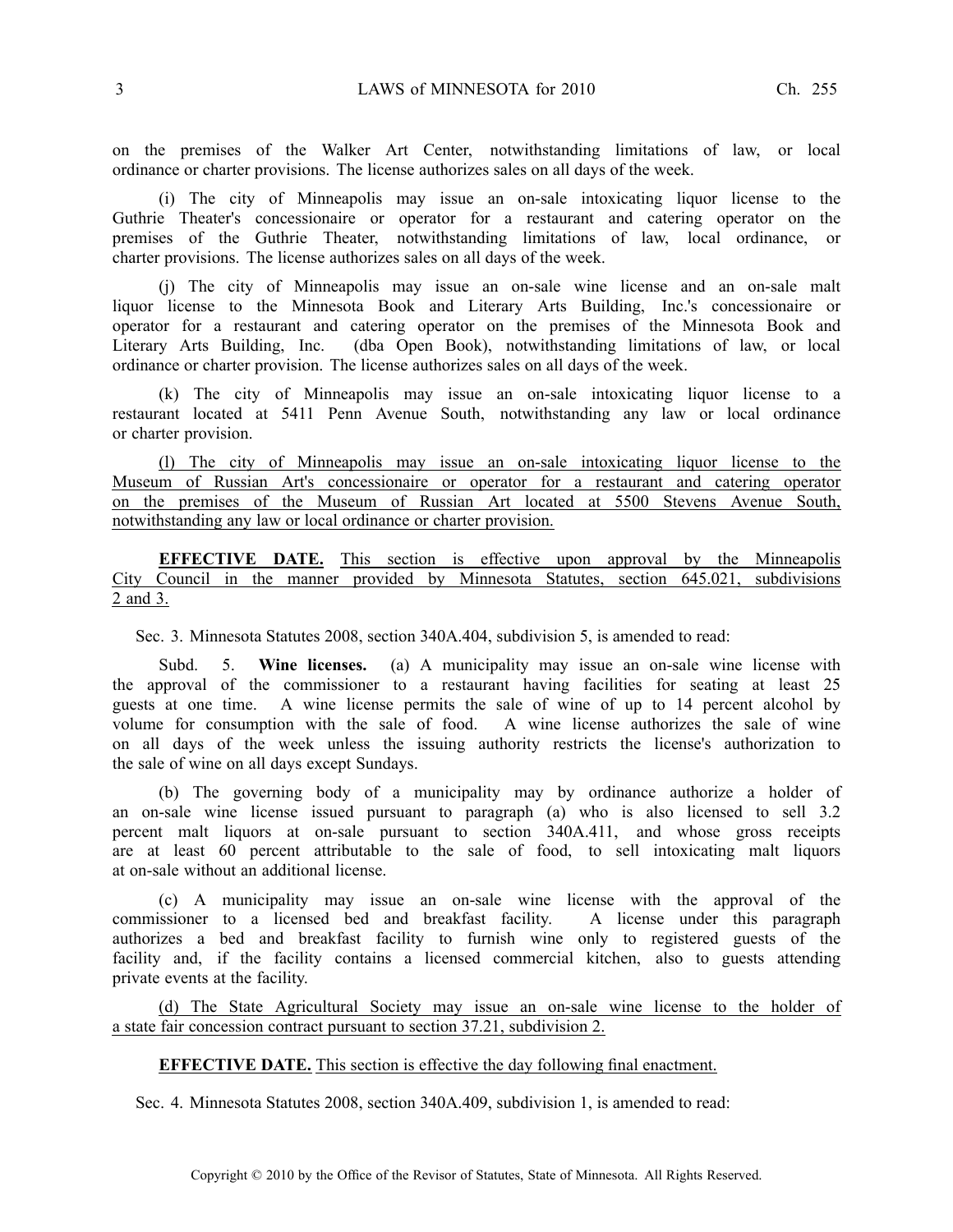on the premises of the Walker Art Center, notwithstanding limitations of law, or local ordinance or charter provisions. The license authorizes sales on all days of the week.

(i) The city of Minneapolis may issue an on-sale intoxicating liquor license to the Guthrie Theater's concessionaire or operator for a restaurant and catering operator on the premises of the Guthrie Theater, notwithstanding limitations of law, local ordinance, or charter provisions. The license authorizes sales on all days of the week.

(j) The city of Minneapolis may issue an on-sale wine license and an on-sale malt liquor license to the Minnesota Book and Literary Arts Building, Inc.'s concessionaire or operator for a restaurant and catering operator on the premises of the Minnesota Book and Literary Arts Building, Inc. (dba Open Book), notwithstanding limitations of law, or local ordinance or charter provision. The license authorizes sales on all days of the week.

(k) The city of Minneapolis may issue an on-sale intoxicating liquor license to a restaurant located at 5411 Penn Avenue South, notwithstanding any law or local ordinance or charter provision.

<u>(l) The city of Minneapolis may issue an on-sale intoxicating liquor license to the Museum of Russian Art's concessionaire or operator for a restaurant and catering operator on the premises of the Museum of Russian Art located at 5500 Stevens Avenue South, notwithstanding any law or local ordinance or charter provision.</u>

**EFFECTIVE DATE.** <u>This section is effective upon approval by the Minneapolis City Council in the manner provided by Minnesota Statutes, section 645.021, subdivisions 2 and 3.</u>

Sec. 3. Minnesota Statutes 2008, section 340A.404, subdivision 5, is amended to read:

Subd. 5. **Wine licenses.** (a) A municipality may issue an on-sale wine license with the approval of the commissioner to a restaurant having facilities for seating at least 25 guests at one time. A wine license permits the sale of wine of up to 14 percent alcohol by volume for consumption with the sale of food. A wine license authorizes the sale of wine on all days of the week unless the issuing authority restricts the license's authorization to the sale of wine on all days except Sundays.

(b) The governing body of a municipality may by ordinance authorize a holder of an on-sale wine license issued pursuant to paragraph (a) who is also licensed to sell 3.2 percent malt liquors at on-sale pursuant to section 340A.411, and whose gross receipts are at least 60 percent attributable to the sale of food, to sell intoxicating malt liquors at on-sale without an additional license.

(c) A municipality may issue an on-sale wine license with the approval of the commissioner to a licensed bed and breakfast facility. A license under this paragraph authorizes a bed and breakfast facility to furnish wine only to registered guests of the facility and, if the facility contains a licensed commercial kitchen, also to guests attending private events at the facility.

<u>(d) The State Agricultural Society may issue an on-sale wine license to the holder of a state fair concession contract pursuant to section 37.21, subdivision 2.</u>

**EFFECTIVE DATE.** <u>This section is effective the day following final enactment.</u>

Sec. 4. Minnesota Statutes 2008, section 340A.409, subdivision 1, is amended to read: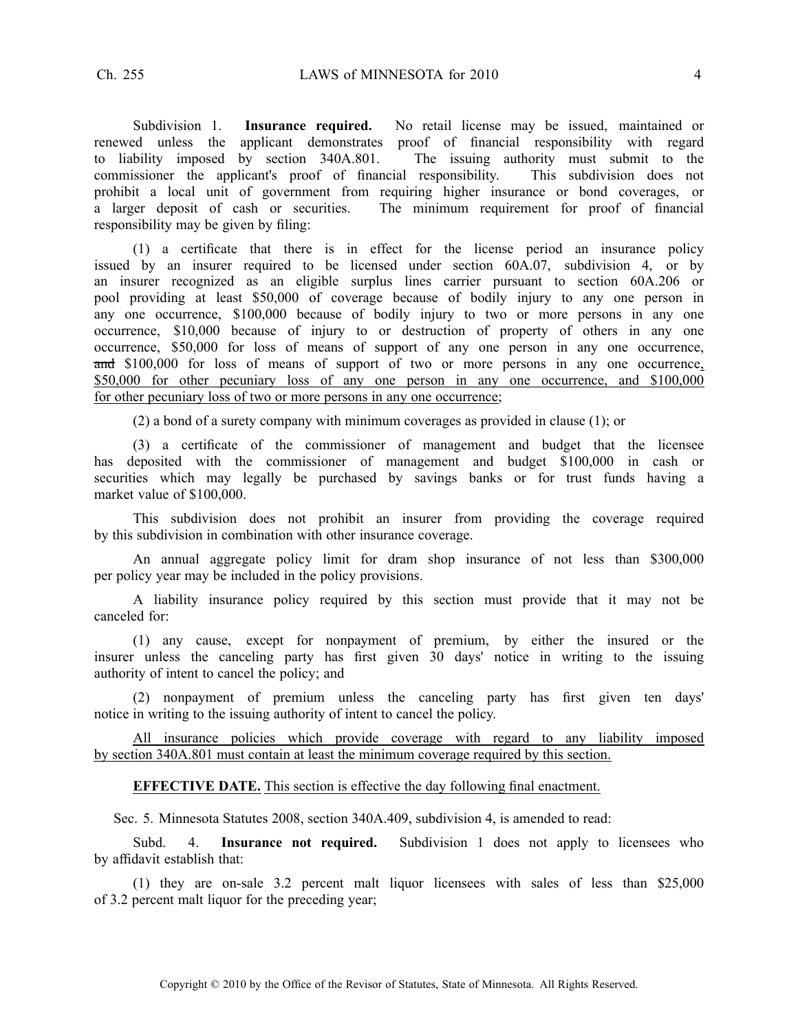Subdivision 1. **Insurance required.** No retail license may be issued, maintained or renewed unless the applicant demonstrates proof of financial responsibility with regard to liability imposed by section 340A.801. The issuing authority must submit to the commissioner the applicant's proof of financial responsibility. This subdivision does not prohibit a local unit of government from requiring higher insurance or bond coverages, or a larger deposit of cash or securities. The minimum requirement for proof of financial responsibility may be given by filing:

(1) a certificate that there is in effect for the license period an insurance policy issued by an insurer required to be licensed under section 60A.07, subdivision 4, or by an insurer recognized as an eligible surplus lines carrier pursuant to section 60A.206 or pool providing at least \$50,000 of coverage because of bodily injury to any one person in any one occurrence, \$100,000 because of bodily injury to two or more persons in any one occurrence, \$10,000 because of injury to or destruction of property of others in any one occurrence, \$50,000 for loss of means of support of any one person in any one occurrence, ~~and~~ \$100,000 for loss of means of support of two or more persons in any one occurrence, \$50,000 for other pecuniary loss of any one person in any one occurrence, and \$100,000 for other pecuniary loss of two or more persons in any one occurrence;

(2) a bond of a surety company with minimum coverages as provided in clause (1); or

(3) a certificate of the commissioner of management and budget that the licensee has deposited with the commissioner of management and budget \$100,000 in cash or securities which may legally be purchased by savings banks or for trust funds having a market value of \$100,000.

This subdivision does not prohibit an insurer from providing the coverage required by this subdivision in combination with other insurance coverage.

An annual aggregate policy limit for dram shop insurance of not less than \$300,000 per policy year may be included in the policy provisions.

A liability insurance policy required by this section must provide that it may not be canceled for:

(1) any cause, except for nonpayment of premium, by either the insured or the insurer unless the canceling party has first given 30 days' notice in writing to the issuing authority of intent to cancel the policy; and

(2) nonpayment of premium unless the canceling party has first given ten days' notice in writing to the issuing authority of intent to cancel the policy.

All insurance policies which provide coverage with regard to any liability imposed by section 340A.801 must contain at least the minimum coverage required by this section.

**EFFECTIVE DATE.** This section is effective the day following final enactment.

Sec. 5. Minnesota Statutes 2008, section 340A.409, subdivision 4, is amended to read:

Subd. 4. **Insurance not required.** Subdivision 1 does not apply to licensees who by affidavit establish that:

(1) they are on-sale 3.2 percent malt liquor licensees with sales of less than \$25,000 of 3.2 percent malt liquor for the preceding year;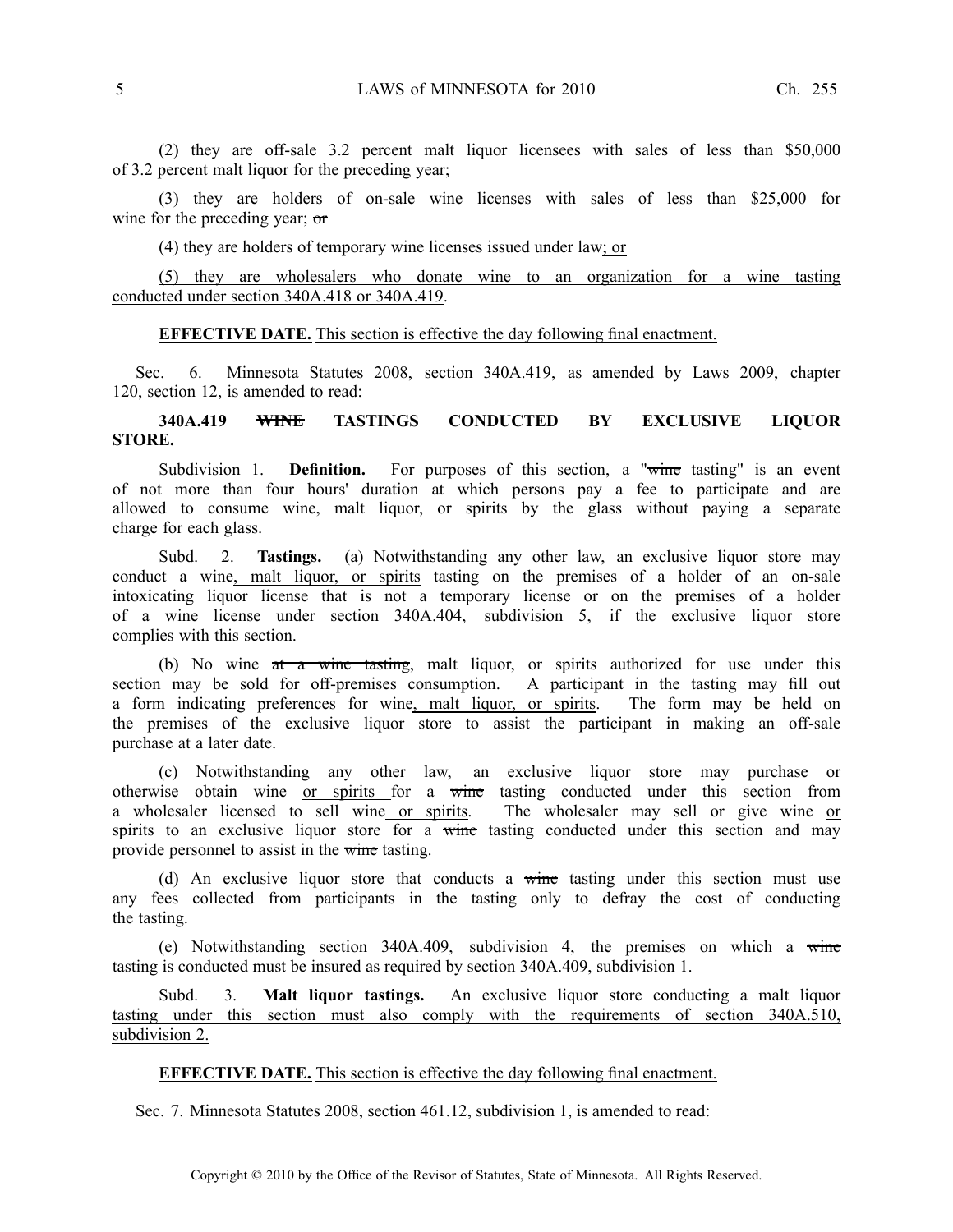(2) they are off-sale 3.2 percent malt liquor licensees with sales of less than $50,000 of 3.2 percent malt liquor for the preceding year;

(3) they are holders of on-sale wine licenses with sales of less than $25,000 for wine for the preceding year; ~~or~~

(4) they are holders of temporary wine licenses issued under law<u>; or</u>

<u>(5) they are wholesalers who donate wine to an organization for a wine tasting conducted under section 340A.418 or 340A.419</u>.

**EFFECTIVE DATE.** <u>This section is effective the day following final enactment.</u>

Sec. 6. Minnesota Statutes 2008, section 340A.419, as amended by Laws 2009, chapter 120, section 12, is amended to read:

**340A.419 ~~WINE~~ TASTINGS CONDUCTED BY EXCLUSIVE LIQUOR STORE.**

Subdivision 1. **Definition.** For purposes of this section, a "~~wine~~ tasting" is an event of not more than four hours' duration at which persons pay a fee to participate and are allowed to consume wine<u>, malt liquor, or spirits</u> by the glass without paying a separate charge for each glass.

Subd. 2. **Tastings.** (a) Notwithstanding any other law, an exclusive liquor store may conduct a wine<u>, malt liquor, or spirits</u> tasting on the premises of a holder of an on-sale intoxicating liquor license that is not a temporary license or on the premises of a holder of a wine license under section 340A.404, subdivision 5, if the exclusive liquor store complies with this section.

(b) No wine ~~at a wine tasting~~<u>, malt liquor, or spirits authorized for use</u> under this section may be sold for off-premises consumption. A participant in the tasting may fill out a form indicating preferences for wine<u>, malt liquor, or spirits</u>. The form may be held on the premises of the exclusive liquor store to assist the participant in making an off-sale purchase at a later date.

(c) Notwithstanding any other law, an exclusive liquor store may purchase or otherwise obtain wine <u>or spirits</u> for a ~~wine~~ tasting conducted under this section from a wholesaler licensed to sell wine<u> or spirits</u>. The wholesaler may sell or give wine <u>or spirits</u> to an exclusive liquor store for a ~~wine~~ tasting conducted under this section and may provide personnel to assist in the ~~wine~~ tasting.

(d) An exclusive liquor store that conducts a ~~wine~~ tasting under this section must use any fees collected from participants in the tasting only to defray the cost of conducting the tasting.

(e) Notwithstanding section 340A.409, subdivision 4, the premises on which a ~~wine~~ tasting is conducted must be insured as required by section 340A.409, subdivision 1.

<u>Subd. 3.</u> **<u>Malt liquor tastings.</u>** <u>An exclusive liquor store conducting a malt liquor tasting under this section must also comply with the requirements of section 340A.510, subdivision 2.</u>

**EFFECTIVE DATE.** <u>This section is effective the day following final enactment.</u>

Sec. 7. Minnesota Statutes 2008, section 461.12, subdivision 1, is amended to read: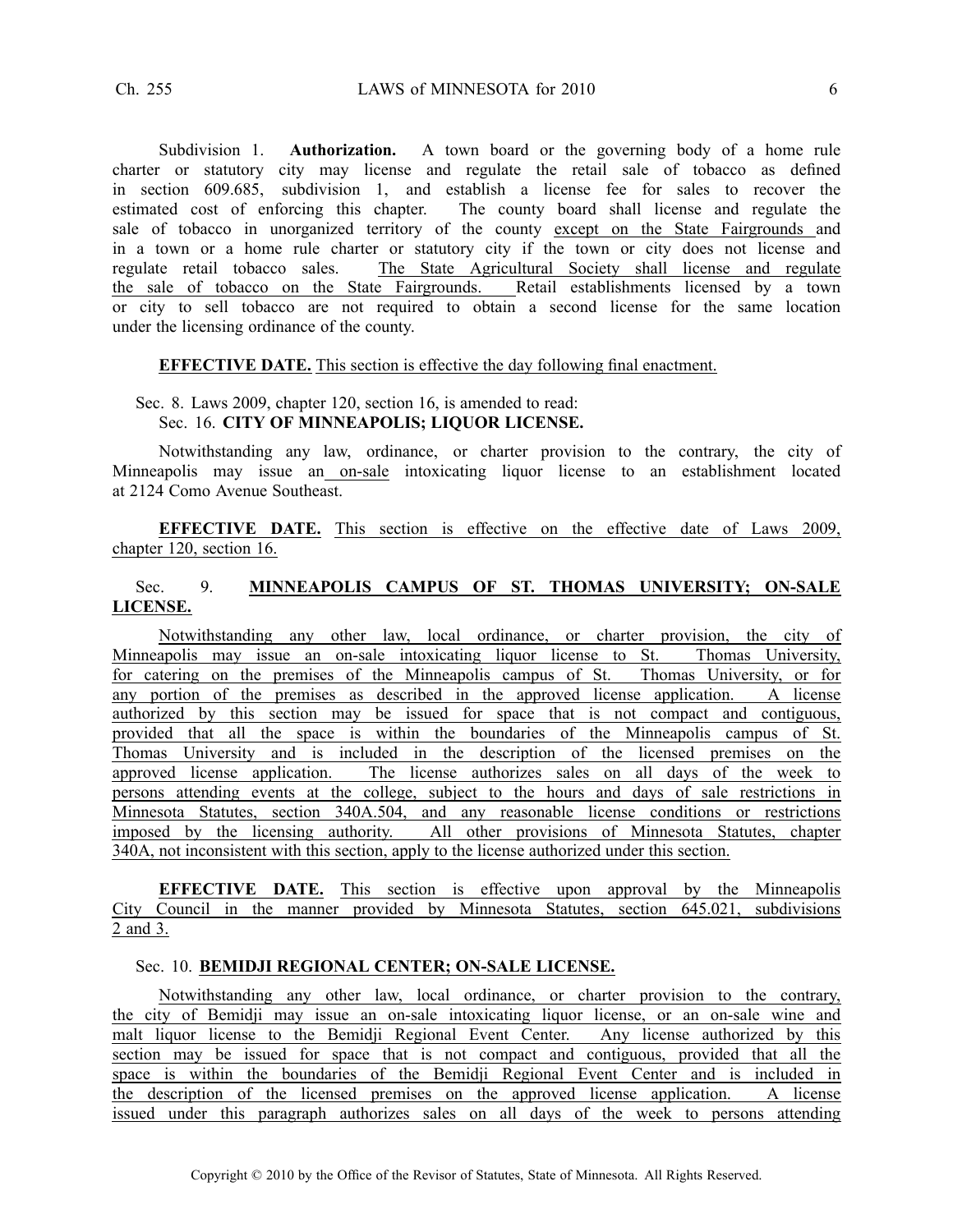Subdivision 1. **Authorization.** A town board or the governing body of a home rule charter or statutory city may license and regulate the retail sale of tobacco as defined in section 609.685, subdivision 1, and establish a license fee for sales to recover the estimated cost of enforcing this chapter. The county board shall license and regulate the sale of tobacco in unorganized territory of the county except on the State Fairgrounds and in a town or a home rule charter or statutory city if the town or city does not license and regulate retail tobacco sales. The State Agricultural Society shall license and regulate the sale of tobacco on the State Fairgrounds. Retail establishments licensed by a town or city to sell tobacco are not required to obtain a second license for the same location under the licensing ordinance of the county.

**EFFECTIVE DATE.** This section is effective the day following final enactment.

Sec. 8. Laws 2009, chapter 120, section 16, is amended to read:

Sec. 16. **CITY OF MINNEAPOLIS; LIQUOR LICENSE.**

Notwithstanding any law, ordinance, or charter provision to the contrary, the city of Minneapolis may issue an on-sale intoxicating liquor license to an establishment located at 2124 Como Avenue Southeast.

**EFFECTIVE DATE.** This section is effective on the effective date of Laws 2009, chapter 120, section 16.

Sec. 9. **MINNEAPOLIS CAMPUS OF ST. THOMAS UNIVERSITY; ON-SALE LICENSE.**

Notwithstanding any other law, local ordinance, or charter provision, the city of Minneapolis may issue an on-sale intoxicating liquor license to St. Thomas University, for catering on the premises of the Minneapolis campus of St. Thomas University, or for any portion of the premises as described in the approved license application. A license authorized by this section may be issued for space that is not compact and contiguous, provided that all the space is within the boundaries of the Minneapolis campus of St. Thomas University and is included in the description of the licensed premises on the approved license application. The license authorizes sales on all days of the week to persons attending events at the college, subject to the hours and days of sale restrictions in Minnesota Statutes, section 340A.504, and any reasonable license conditions or restrictions imposed by the licensing authority. All other provisions of Minnesota Statutes, chapter 340A, not inconsistent with this section, apply to the license authorized under this section.

**EFFECTIVE DATE.** This section is effective upon approval by the Minneapolis City Council in the manner provided by Minnesota Statutes, section 645.021, subdivisions 2 and 3.

Sec. 10. **BEMIDJI REGIONAL CENTER; ON-SALE LICENSE.**

Notwithstanding any other law, local ordinance, or charter provision to the contrary, the city of Bemidji may issue an on-sale intoxicating liquor license, or an on-sale wine and malt liquor license to the Bemidji Regional Event Center. Any license authorized by this section may be issued for space that is not compact and contiguous, provided that all the space is within the boundaries of the Bemidji Regional Event Center and is included in the description of the licensed premises on the approved license application. A license issued under this paragraph authorizes sales on all days of the week to persons attending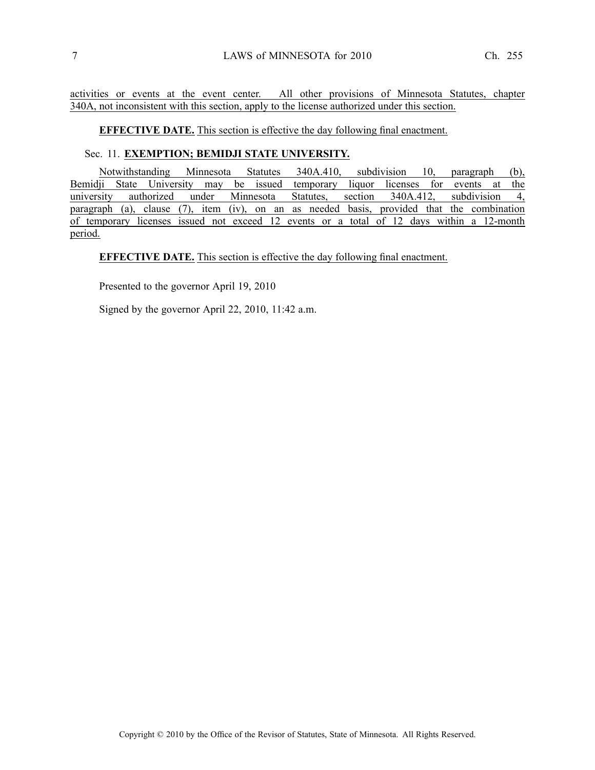activities or events at the event center. All other provisions of Minnesota Statutes, chapter 340A, not inconsistent with this section, apply to the license authorized under this section.

**EFFECTIVE DATE.** This section is effective the day following final enactment.

Sec. 11. **EXEMPTION; BEMIDJI STATE UNIVERSITY.**

Notwithstanding Minnesota Statutes 340A.410, subdivision 10, paragraph (b), Bemidji State University may be issued temporary liquor licenses for events at the university authorized under Minnesota Statutes, section 340A.412, subdivision 4, paragraph (a), clause (7), item (iv), on an as needed basis, provided that the combination of temporary licenses issued not exceed 12 events or a total of 12 days within a 12-month period.

**EFFECTIVE DATE.** This section is effective the day following final enactment.

Presented to the governor April 19, 2010

Signed by the governor April 22, 2010, 11:42 a.m.

Copyright © 2010 by the Office of the Revisor of Statutes, State of Minnesota. All Rights Reserved.